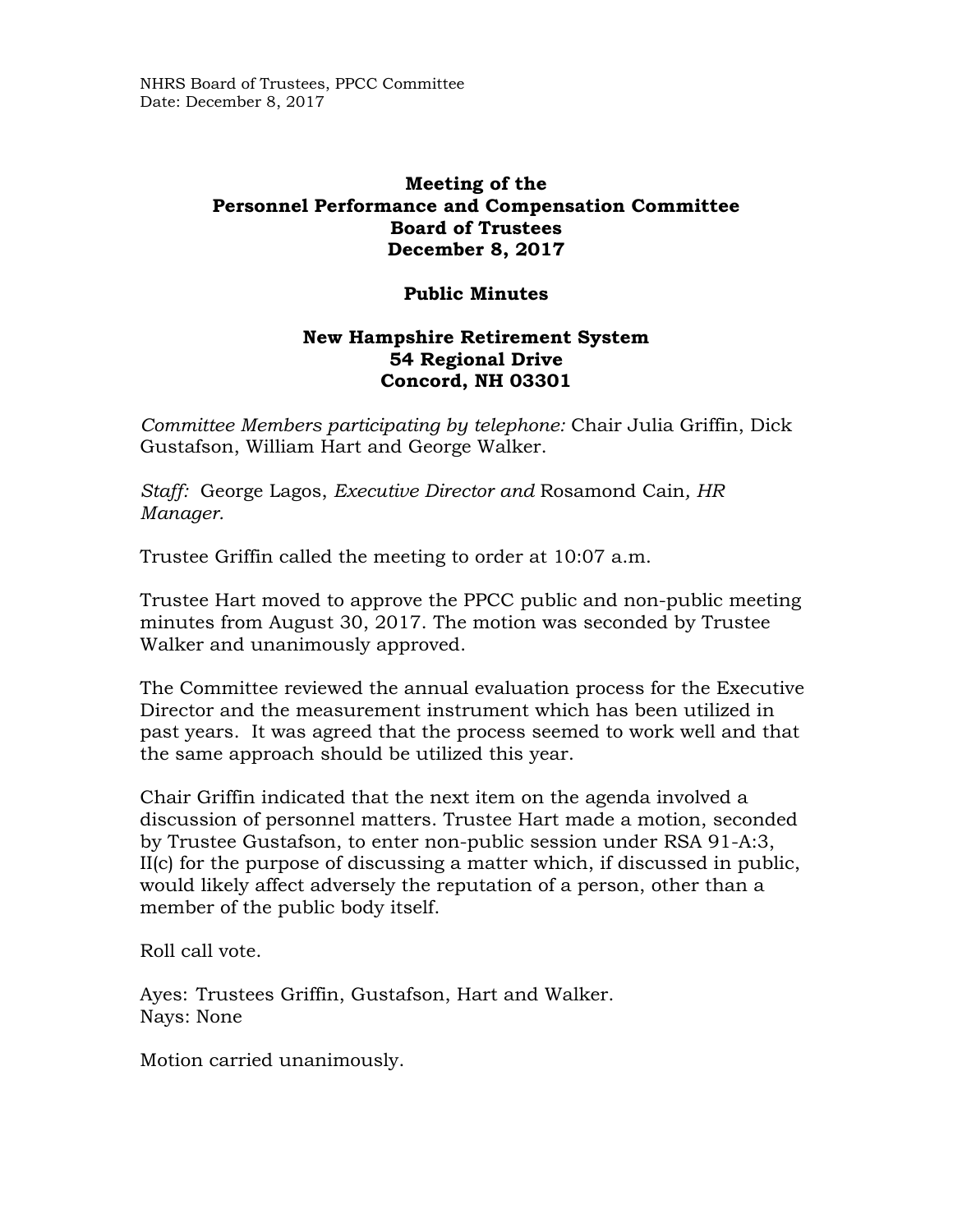**Meeting of the**
**Personnel Performance and Compensation Committee**
**Board of Trustees**
**December 8, 2017**

**Public Minutes**

**New Hampshire Retirement System**
**54 Regional Drive**
**Concord, NH 03301**

*Committee Members participating by telephone:* Chair Julia Griffin, Dick Gustafson, William Hart and George Walker.

*Staff:* George Lagos, *Executive Director and* Rosamond Cain*, HR Manager.*

Trustee Griffin called the meeting to order at 10:07 a.m.

Trustee Hart moved to approve the PPCC public and non-public meeting minutes from August 30, 2017. The motion was seconded by Trustee Walker and unanimously approved.

The Committee reviewed the annual evaluation process for the Executive Director and the measurement instrument which has been utilized in past years. It was agreed that the process seemed to work well and that the same approach should be utilized this year.

Chair Griffin indicated that the next item on the agenda involved a discussion of personnel matters. Trustee Hart made a motion, seconded by Trustee Gustafson, to enter non-public session under RSA 91-A:3, II(c) for the purpose of discussing a matter which, if discussed in public, would likely affect adversely the reputation of a person, other than a member of the public body itself.

Roll call vote.

Ayes: Trustees Griffin, Gustafson, Hart and Walker.
Nays: None

Motion carried unanimously.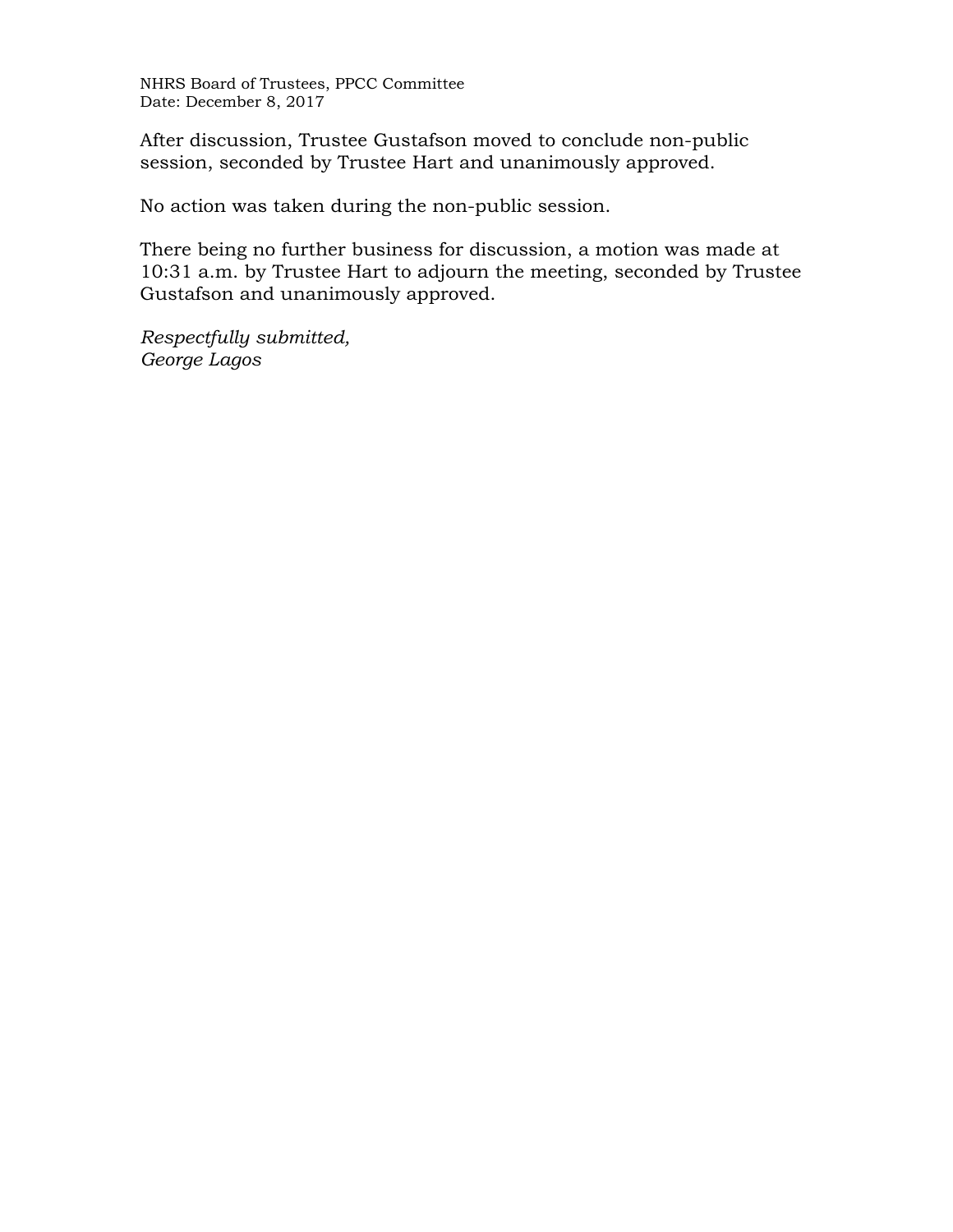After discussion, Trustee Gustafson moved to conclude non-public session, seconded by Trustee Hart and unanimously approved.

No action was taken during the non-public session.

There being no further business for discussion, a motion was made at 10:31 a.m. by Trustee Hart to adjourn the meeting, seconded by Trustee Gustafson and unanimously approved.

*Respectfully submitted,*
*George Lagos*